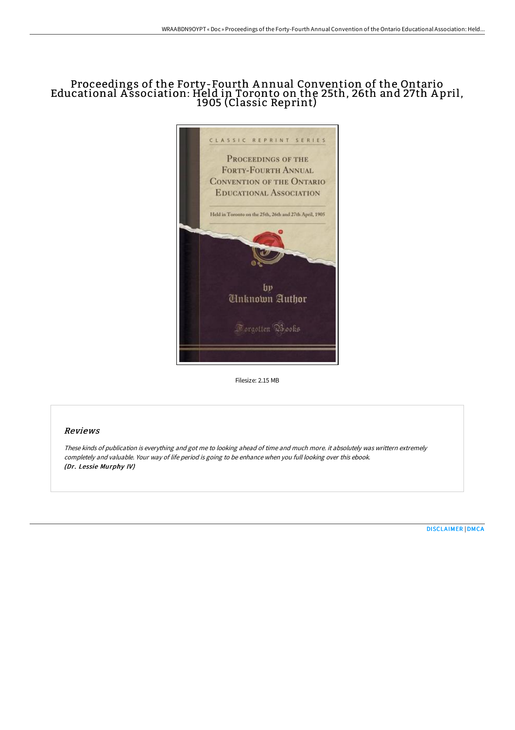# Proceedings of the Forty-Fourth Annual Convention of the Ontario Educational Association: Held in Toronto on the 25th, 26th and 27th April, 1905 (Classic Reprint)

Filesize: 2.15 MB

## Reviews

*These kinds of publication is everything and got me to looking ahead of time and much more. it absolutely was writtern extremely completely and valuable. Your way of life period is going to be enhance when you full looking over this ebook.*
***(Dr. Lessie Murphy IV)***

DISCLAIMER | DMCA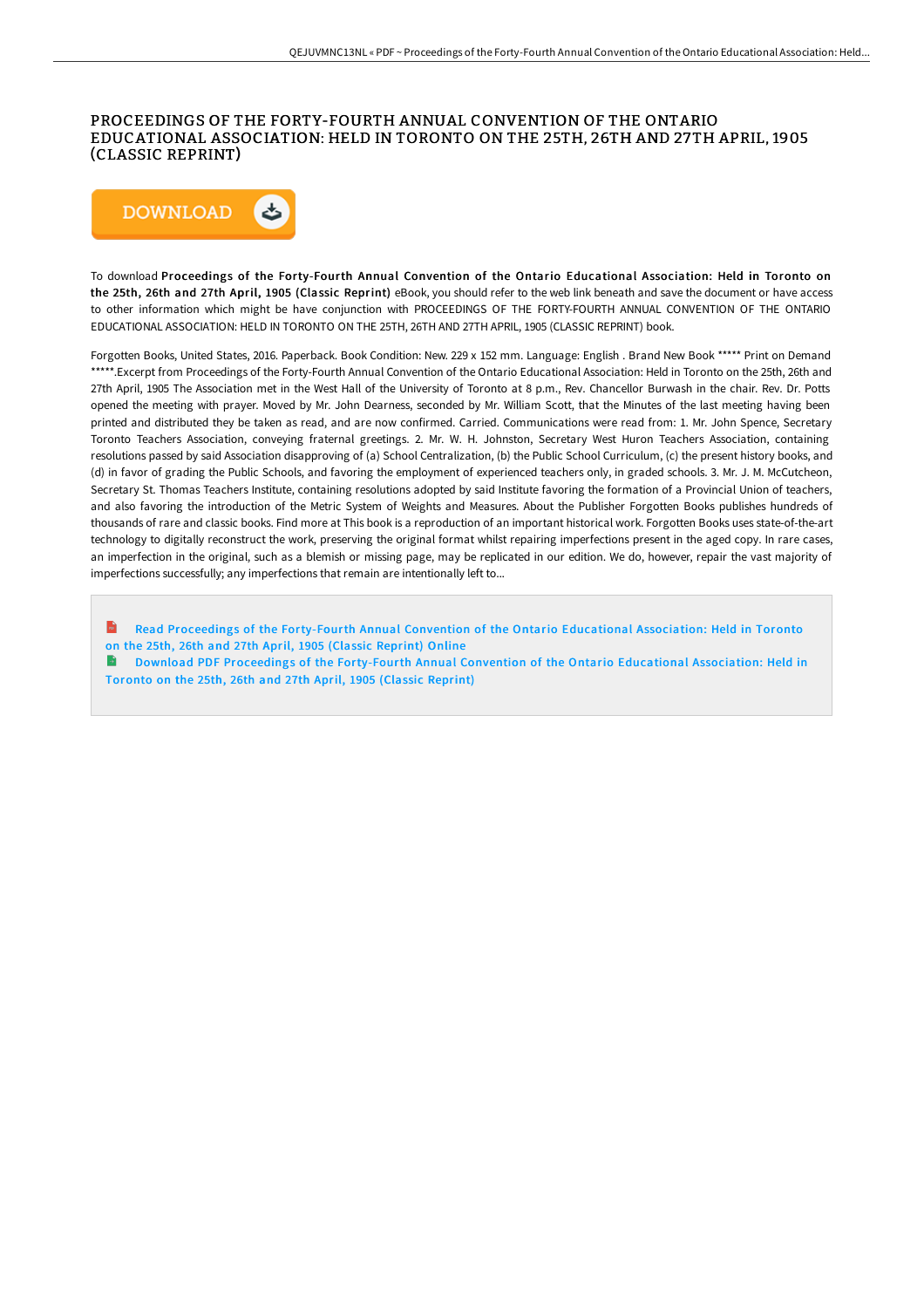# PROCEEDINGS OF THE FORTY-FOURTH ANNUAL CONVENTION OF THE ONTARIO EDUCATIONAL ASSOCIATION: HELD IN TORONTO ON THE 25TH, 26TH AND 27TH APRIL, 1905 (CLASSIC REPRINT)

DOWNLOAD

To download **Proceedings of the Forty-Fourth Annual Convention of the Ontario Educational Association: Held in Toronto on the 25th, 26th and 27th April, 1905 (Classic Reprint)** eBook, you should refer to the web link beneath and save the document or have access to other information which might be have conjunction with PROCEEDINGS OF THE FORTY-FOURTH ANNUAL CONVENTION OF THE ONTARIO EDUCATIONAL ASSOCIATION: HELD IN TORONTO ON THE 25TH, 26TH AND 27TH APRIL, 1905 (CLASSIC REPRINT) book.

Forgotten Books, United States, 2016. Paperback. Book Condition: New. 229 x 152 mm. Language: English . Brand New Book ***** Print on Demand *****.Excerpt from Proceedings of the Forty-Fourth Annual Convention of the Ontario Educational Association: Held in Toronto on the 25th, 26th and 27th April, 1905 The Association met in the West Hall of the University of Toronto at 8 p.m., Rev. Chancellor Burwash in the chair. Rev. Dr. Potts opened the meeting with prayer. Moved by Mr. John Dearness, seconded by Mr. William Scott, that the Minutes of the last meeting having been printed and distributed they be taken as read, and are now confirmed. Carried. Communications were read from: 1. Mr. John Spence, Secretary Toronto Teachers Association, conveying fraternal greetings. 2. Mr. W. H. Johnston, Secretary West Huron Teachers Association, containing resolutions passed by said Association disapproving of (a) School Centralization, (b) the Public School Curriculum, (c) the present history books, and (d) in favor of grading the Public Schools, and favoring the employment of experienced teachers only, in graded schools. 3. Mr. J. M. McCutcheon, Secretary St. Thomas Teachers Institute, containing resolutions adopted by said Institute favoring the formation of a Provincial Union of teachers, and also favoring the introduction of the Metric System of Weights and Measures. About the Publisher Forgotten Books publishes hundreds of thousands of rare and classic books. Find more at This book is a reproduction of an important historical work. Forgotten Books uses state-of-the-art technology to digitally reconstruct the work, preserving the original format whilst repairing imperfections present in the aged copy. In rare cases, an imperfection in the original, such as a blemish or missing page, may be replicated in our edition. We do, however, repair the vast majority of imperfections successfully; any imperfections that remain are intentionally left to...

Read Proceedings of the Forty-Fourth Annual Convention of the Ontario Educational Association: Held in Toronto on the 25th, 26th and 27th April, 1905 (Classic Reprint) Online

Download PDF Proceedings of the Forty-Fourth Annual Convention of the Ontario Educational Association: Held in Toronto on the 25th, 26th and 27th April, 1905 (Classic Reprint)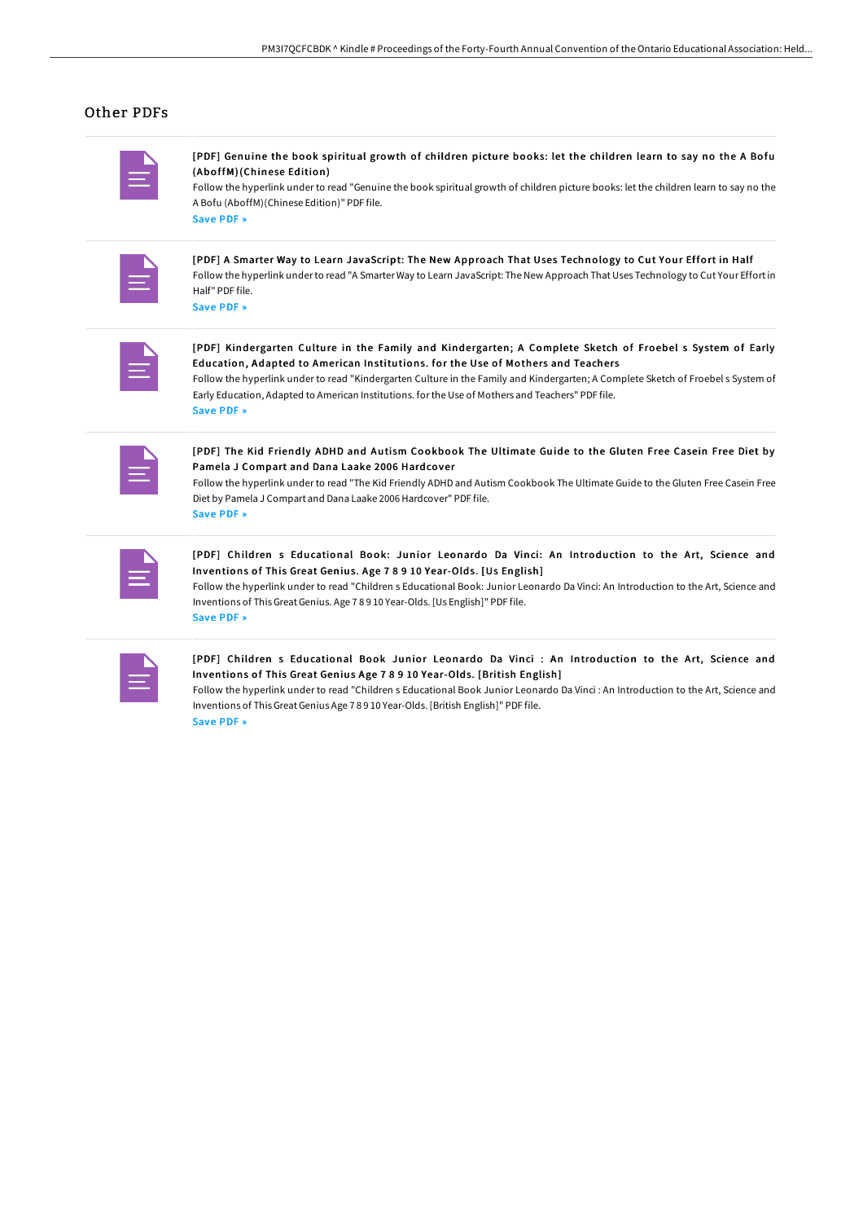## Other PDFs

[PDF] Genuine the book spiritual growth of children picture books: let the children learn to say no the A Bofu (AboffM)(Chinese Edition)

Follow the hyperlink under to read "Genuine the book spiritual growth of children picture books: let the children learn to say no the A Bofu (AboffM)(Chinese Edition)" PDF file.

Save PDF »

[PDF] A Smarter Way to Learn JavaScript: The New Approach That Uses Technology to Cut Your Effort in Half

Follow the hyperlink under to read "A Smarter Way to Learn JavaScript: The New Approach That Uses Technology to Cut Your Effort in Half" PDF file.

Save PDF »

[PDF] Kindergarten Culture in the Family and Kindergarten; A Complete Sketch of Froebel s System of Early Education, Adapted to American Institutions. for the Use of Mothers and Teachers

Follow the hyperlink under to read "Kindergarten Culture in the Family and Kindergarten; A Complete Sketch of Froebel s System of Early Education, Adapted to American Institutions. for the Use of Mothers and Teachers" PDF file.

Save PDF »

[PDF] The Kid Friendly ADHD and Autism Cookbook The Ultimate Guide to the Gluten Free Casein Free Diet by Pamela J Compart and Dana Laake 2006 Hardcover

Follow the hyperlink under to read "The Kid Friendly ADHD and Autism Cookbook The Ultimate Guide to the Gluten Free Casein Free Diet by Pamela J Compart and Dana Laake 2006 Hardcover" PDF file.

Save PDF »

[PDF] Children s Educational Book: Junior Leonardo Da Vinci: An Introduction to the Art, Science and Inventions of This Great Genius. Age 7 8 9 10 Year-Olds. [Us English]

Follow the hyperlink under to read "Children s Educational Book: Junior Leonardo Da Vinci: An Introduction to the Art, Science and Inventions of This Great Genius. Age 7 8 9 10 Year-Olds. [Us English]" PDF file.

Save PDF »

[PDF] Children s Educational Book Junior Leonardo Da Vinci : An Introduction to the Art, Science and Inventions of This Great Genius Age 7 8 9 10 Year-Olds. [British English]

Follow the hyperlink under to read "Children s Educational Book Junior Leonardo Da Vinci : An Introduction to the Art, Science and Inventions of This Great Genius Age 7 8 9 10 Year-Olds. [British English]" PDF file.

Save PDF »